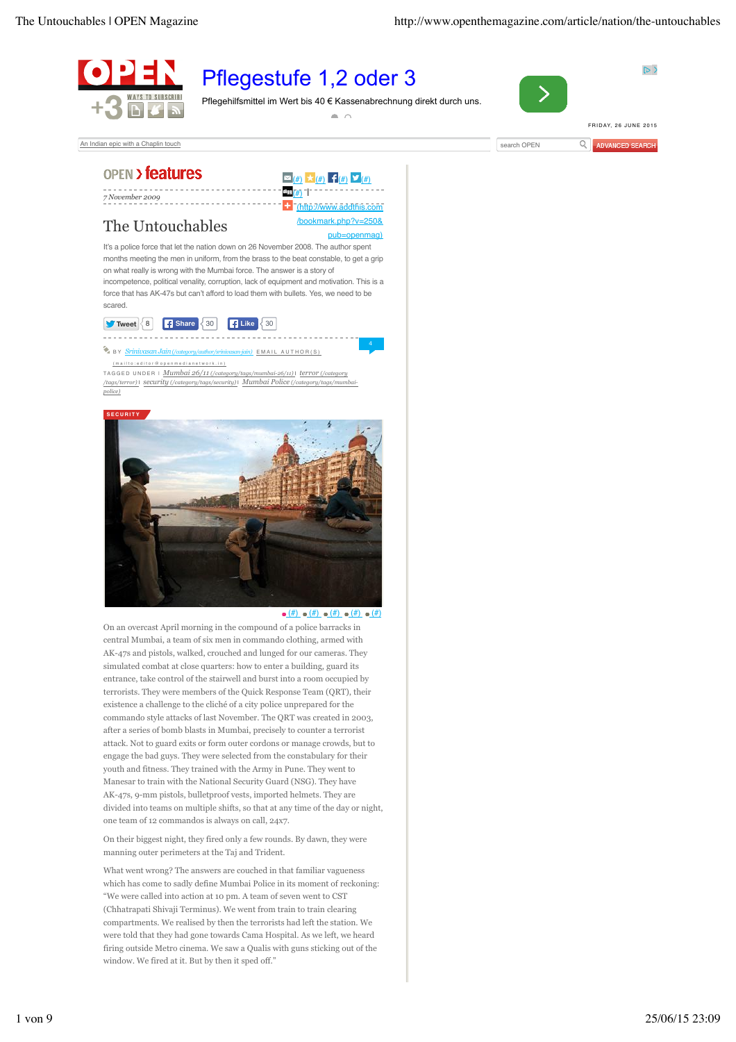OPEN > features

7 November 2009

# The Untouchables

It's a police force that let the nation down on 26 November 2008. The author spent months meeting the men in uniform, from the brass to the beat constable, to get a grip on what really is wrong with the Mumbai force. The answer is a story of incompetence, political venality, corruption, lack of equipment and motivation. This is a force that has AK-47s but can't afford to load them with bullets. Yes, we need to be scared.

BY Srinivasan Jain (/category/author/srinivasan-jain) EMAIL AUTHOR(S) (mailto:editor@openmedianetwork.in)

TAGGED UNDER | Mumbai 26/11 (/category/tags/mumbai-26/11) | terror (/category/tags/terror) | security (/category/tags/security) | Mumbai Police (/category/tags/mumbai-police)

SECURITY

On an overcast April morning in the compound of a police barracks in central Mumbai, a team of six men in commando clothing, armed with AK-47s and pistols, walked, crouched and lunged for our cameras. They simulated combat at close quarters: how to enter a building, guard its entrance, take control of the stairwell and burst into a room occupied by terrorists. They were members of the Quick Response Team (QRT), their existence a challenge to the cliché of a city police unprepared for the commando style attacks of last November. The QRT was created in 2003, after a series of bomb blasts in Mumbai, precisely to counter a terrorist attack. Not to guard exits or form outer cordons or manage crowds, but to engage the bad guys. They were selected from the constabulary for their youth and fitness. They trained with the Army in Pune. They went to Manesar to train with the National Security Guard (NSG). They have AK-47s, 9-mm pistols, bulletproof vests, imported helmets. They are divided into teams on multiple shifts, so that at any time of the day or night, one team of 12 commandos is always on call, 24x7.

On their biggest night, they fired only a few rounds. By dawn, they were manning outer perimeters at the Taj and Trident.

What went wrong? The answers are couched in that familiar vagueness which has come to sadly define Mumbai Police in its moment of reckoning: "We were called into action at 10 pm. A team of seven went to CST (Chhatrapati Shivaji Terminus). We went from train to train clearing compartments. We realised by then the terrorists had left the station. We were told that they had gone towards Cama Hospital. As we left, we heard firing outside Metro cinema. We saw a Qualis with guns sticking out of the window. We fired at it. But by then it sped off."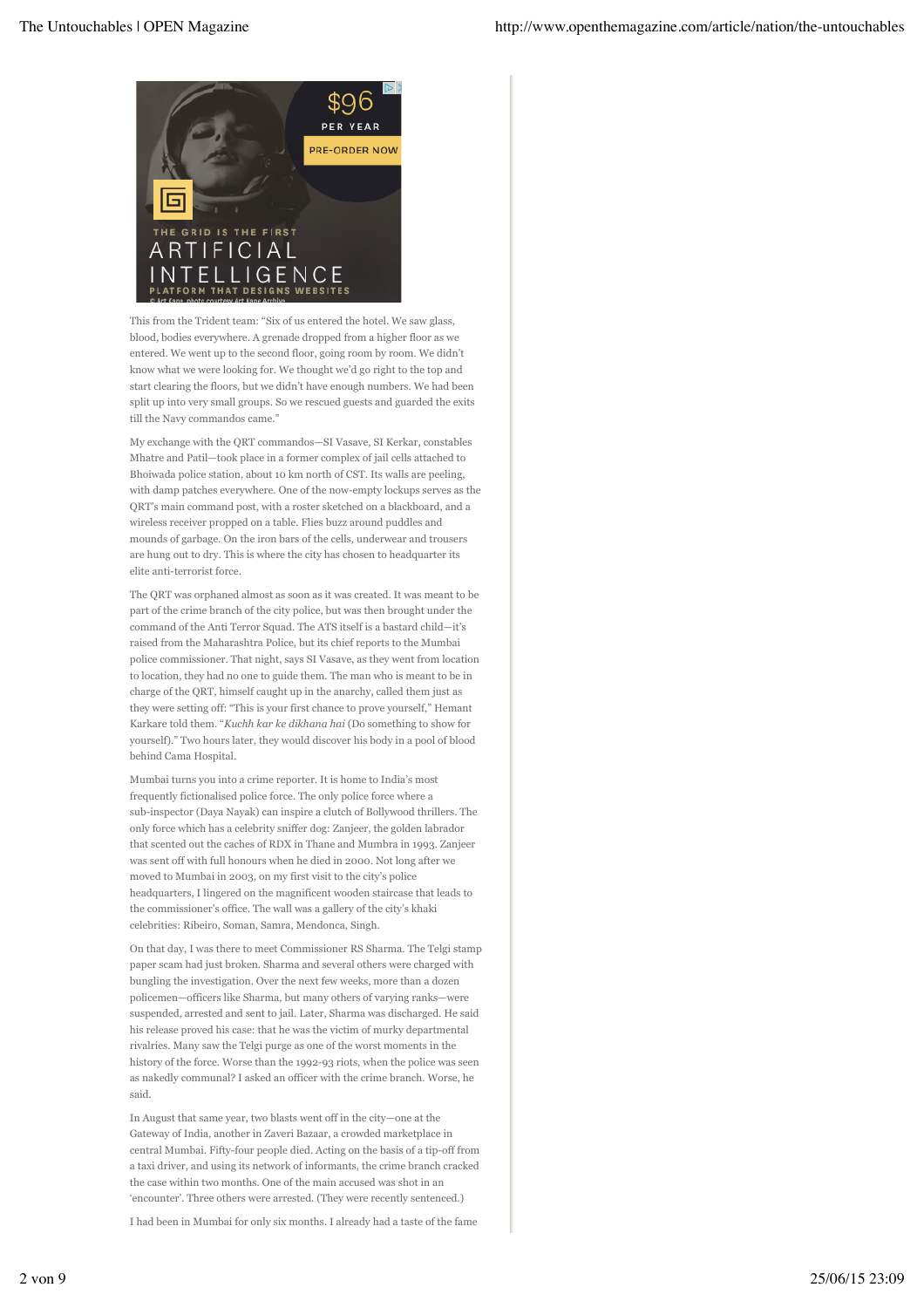This from the Trident team: "Six of us entered the hotel. We saw glass, blood, bodies everywhere. A grenade dropped from a higher floor as we entered. We went up to the second floor, going room by room. We didn't know what we were looking for. We thought we'd go right to the top and start clearing the floors, but we didn't have enough numbers. We had been split up into very small groups. So we rescued guests and guarded the exits till the Navy commandos came."

My exchange with the QRT commandos—SI Vasave, SI Kerkar, constables Mhatre and Patil—took place in a former complex of jail cells attached to Bhoiwada police station, about 10 km north of CST. Its walls are peeling, with damp patches everywhere. One of the now-empty lockups serves as the QRT's main command post, with a roster sketched on a blackboard, and a wireless receiver propped on a table. Flies buzz around puddles and mounds of garbage. On the iron bars of the cells, underwear and trousers are hung out to dry. This is where the city has chosen to headquarter its elite anti-terrorist force.

The QRT was orphaned almost as soon as it was created. It was meant to be part of the crime branch of the city police, but was then brought under the command of the Anti Terror Squad. The ATS itself is a bastard child—it's raised from the Maharashtra Police, but its chief reports to the Mumbai police commissioner. That night, says SI Vasave, as they went from location to location, they had no one to guide them. The man who is meant to be in charge of the QRT, himself caught up in the anarchy, called them just as they were setting off: "This is your first chance to prove yourself," Hemant Karkare told them. "*Kuchh kar ke dikhana hai* (Do something to show for yourself)." Two hours later, they would discover his body in a pool of blood behind Cama Hospital.

Mumbai turns you into a crime reporter. It is home to India's most frequently fictionalised police force. The only police force where a sub-inspector (Daya Nayak) can inspire a clutch of Bollywood thrillers. The only force which has a celebrity sniffer dog: Zanjeer, the golden labrador that scented out the caches of RDX in Thane and Mumbra in 1993. Zanjeer was sent off with full honours when he died in 2000. Not long after we moved to Mumbai in 2003, on my first visit to the city's police headquarters, I lingered on the magnificent wooden staircase that leads to the commissioner's office. The wall was a gallery of the city's khaki celebrities: Ribeiro, Soman, Samra, Mendonca, Singh.

On that day, I was there to meet Commissioner RS Sharma. The Telgi stamp paper scam had just broken. Sharma and several others were charged with bungling the investigation. Over the next few weeks, more than a dozen policemen—officers like Sharma, but many others of varying ranks—were suspended, arrested and sent to jail. Later, Sharma was discharged. He said his release proved his case: that he was the victim of murky departmental rivalries. Many saw the Telgi purge as one of the worst moments in the history of the force. Worse than the 1992-93 riots, when the police was seen as nakedly communal? I asked an officer with the crime branch. Worse, he said.

In August that same year, two blasts went off in the city—one at the Gateway of India, another in Zaveri Bazaar, a crowded marketplace in central Mumbai. Fifty-four people died. Acting on the basis of a tip-off from a taxi driver, and using its network of informants, the crime branch cracked the case within two months. One of the main accused was shot in an 'encounter'. Three others were arrested. (They were recently sentenced.)

I had been in Mumbai for only six months. I already had a taste of the fame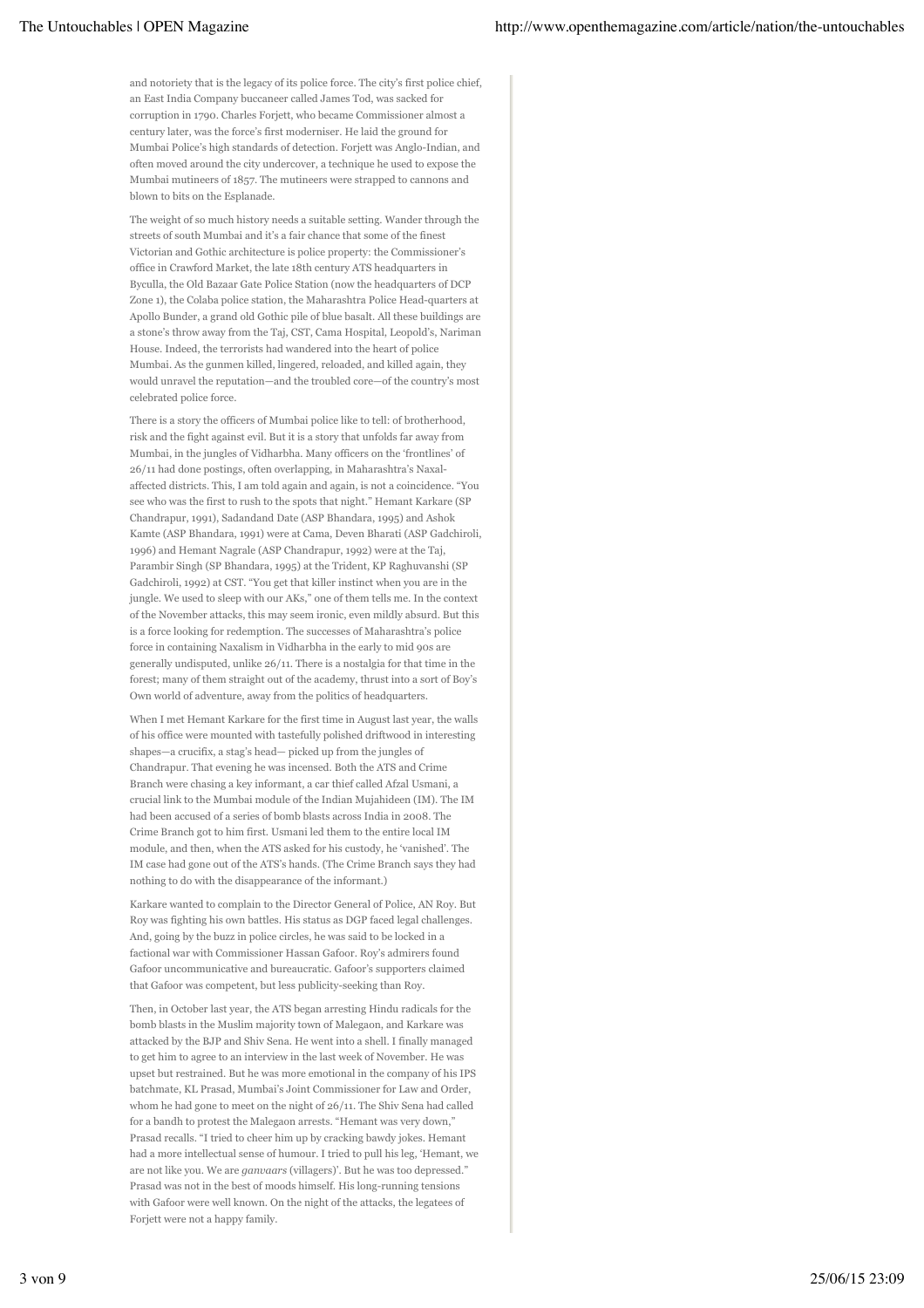and notoriety that is the legacy of its police force. The city's first police chief, an East India Company buccaneer called James Tod, was sacked for corruption in 1790. Charles Forjett, who became Commissioner almost a century later, was the force's first moderniser. He laid the ground for Mumbai Police's high standards of detection. Forjett was Anglo-Indian, and often moved around the city undercover, a technique he used to expose the Mumbai mutineers of 1857. The mutineers were strapped to cannons and blown to bits on the Esplanade.

The weight of so much history needs a suitable setting. Wander through the streets of south Mumbai and it's a fair chance that some of the finest Victorian and Gothic architecture is police property: the Commissioner's office in Crawford Market, the late 18th century ATS headquarters in Byculla, the Old Bazaar Gate Police Station (now the headquarters of DCP Zone 1), the Colaba police station, the Maharashtra Police Head-quarters at Apollo Bunder, a grand old Gothic pile of blue basalt. All these buildings are a stone's throw away from the Taj, CST, Cama Hospital, Leopold's, Nariman House. Indeed, the terrorists had wandered into the heart of police Mumbai. As the gunmen killed, lingered, reloaded, and killed again, they would unravel the reputation—and the troubled core—of the country's most celebrated police force.

There is a story the officers of Mumbai police like to tell: of brotherhood, risk and the fight against evil. But it is a story that unfolds far away from Mumbai, in the jungles of Vidharbha. Many officers on the 'frontlines' of 26/11 had done postings, often overlapping, in Maharashtra's Naxal-affected districts. This, I am told again and again, is not a coincidence. "You see who was the first to rush to the spots that night." Hemant Karkare (SP Chandrapur, 1991), Sadandand Date (ASP Bhandara, 1995) and Ashok Kamte (ASP Bhandara, 1991) were at Cama, Deven Bharati (ASP Gadchiroli, 1996) and Hemant Nagrale (ASP Chandrapur, 1992) were at the Taj, Parambir Singh (SP Bhandara, 1995) at the Trident, KP Raghuvanshi (SP Gadchiroli, 1992) at CST. "You get that killer instinct when you are in the jungle. We used to sleep with our AKs," one of them tells me. In the context of the November attacks, this may seem ironic, even mildly absurd. But this is a force looking for redemption. The successes of Maharashtra's police force in containing Naxalism in Vidharbha in the early to mid 90s are generally undisputed, unlike 26/11. There is a nostalgia for that time in the forest; many of them straight out of the academy, thrust into a sort of Boy's Own world of adventure, away from the politics of headquarters.

When I met Hemant Karkare for the first time in August last year, the walls of his office were mounted with tastefully polished driftwood in interesting shapes—a crucifix, a stag's head— picked up from the jungles of Chandrapur. That evening he was incensed. Both the ATS and Crime Branch were chasing a key informant, a car thief called Afzal Usmani, a crucial link to the Mumbai module of the Indian Mujahideen (IM). The IM had been accused of a series of bomb blasts across India in 2008. The Crime Branch got to him first. Usmani led them to the entire local IM module, and then, when the ATS asked for his custody, he 'vanished'. The IM case had gone out of the ATS's hands. (The Crime Branch says they had nothing to do with the disappearance of the informant.)

Karkare wanted to complain to the Director General of Police, AN Roy. But Roy was fighting his own battles. His status as DGP faced legal challenges. And, going by the buzz in police circles, he was said to be locked in a factional war with Commissioner Hassan Gafoor. Roy's admirers found Gafoor uncommunicative and bureaucratic. Gafoor's supporters claimed that Gafoor was competent, but less publicity-seeking than Roy.

Then, in October last year, the ATS began arresting Hindu radicals for the bomb blasts in the Muslim majority town of Malegaon, and Karkare was attacked by the BJP and Shiv Sena. He went into a shell. I finally managed to get him to agree to an interview in the last week of November. He was upset but restrained. But he was more emotional in the company of his IPS batchmate, KL Prasad, Mumbai's Joint Commissioner for Law and Order, whom he had gone to meet on the night of 26/11. The Shiv Sena had called for a bandh to protest the Malegaon arrests. "Hemant was very down," Prasad recalls. "I tried to cheer him up by cracking bawdy jokes. Hemant had a more intellectual sense of humour. I tried to pull his leg, 'Hemant, we are not like you. We are *ganvaars* (villagers)'. But he was too depressed." Prasad was not in the best of moods himself. His long-running tensions with Gafoor were well known. On the night of the attacks, the legatees of Forjett were not a happy family.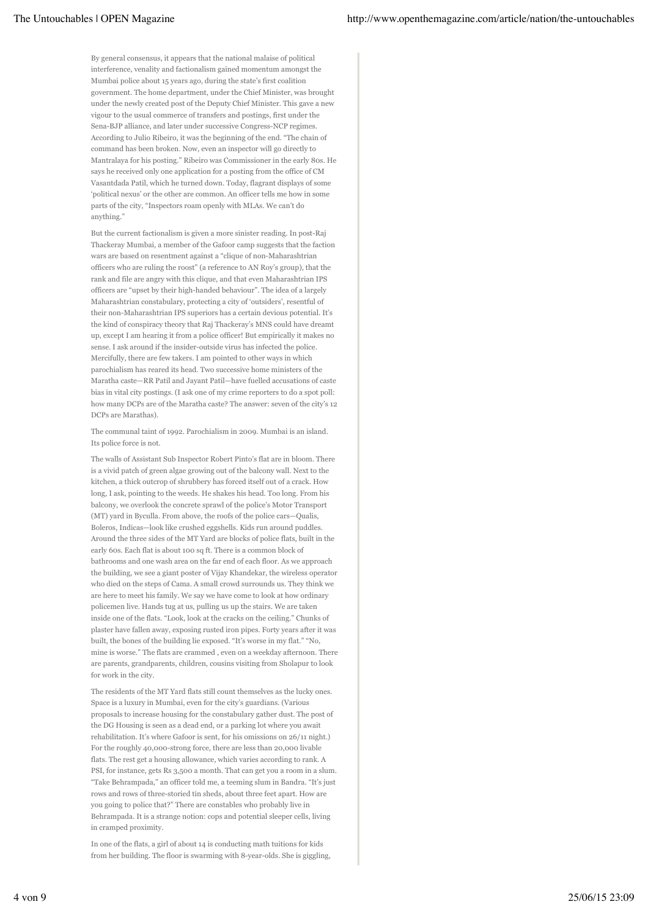By general consensus, it appears that the national malaise of political interference, venality and factionalism gained momentum amongst the Mumbai police about 15 years ago, during the state's first coalition government. The home department, under the Chief Minister, was brought under the newly created post of the Deputy Chief Minister. This gave a new vigour to the usual commerce of transfers and postings, first under the Sena-BJP alliance, and later under successive Congress-NCP regimes. According to Julio Ribeiro, it was the beginning of the end. "The chain of command has been broken. Now, even an inspector will go directly to Mantralaya for his posting." Ribeiro was Commissioner in the early 80s. He says he received only one application for a posting from the office of CM Vasantdada Patil, which he turned down. Today, flagrant displays of some 'political nexus' or the other are common. An officer tells me how in some parts of the city, "Inspectors roam openly with MLAs. We can't do anything."

But the current factionalism is given a more sinister reading. In post-Raj Thackeray Mumbai, a member of the Gafoor camp suggests that the faction wars are based on resentment against a "clique of non-Maharashtrian officers who are ruling the roost" (a reference to AN Roy's group), that the rank and file are angry with this clique, and that even Maharashtrian IPS officers are "upset by their high-handed behaviour". The idea of a largely Maharashtrian constabulary, protecting a city of 'outsiders', resentful of their non-Maharashtrian IPS superiors has a certain devious potential. It's the kind of conspiracy theory that Raj Thackeray's MNS could have dreamt up, except I am hearing it from a police officer! But empirically it makes no sense. I ask around if the insider-outside virus has infected the police. Mercifully, there are few takers. I am pointed to other ways in which parochialism has reared its head. Two successive home ministers of the Maratha caste—RR Patil and Jayant Patil—have fuelled accusations of caste bias in vital city postings. (I ask one of my crime reporters to do a spot poll: how many DCPs are of the Maratha caste? The answer: seven of the city's 12 DCPs are Marathas).

The communal taint of 1992. Parochialism in 2009. Mumbai is an island. Its police force is not.

The walls of Assistant Sub Inspector Robert Pinto's flat are in bloom. There is a vivid patch of green algae growing out of the balcony wall. Next to the kitchen, a thick outcrop of shrubbery has forced itself out of a crack. How long, I ask, pointing to the weeds. He shakes his head. Too long. From his balcony, we overlook the concrete sprawl of the police's Motor Transport (MT) yard in Byculla. From above, the roofs of the police cars—Qualis, Boleros, Indicas—look like crushed eggshells. Kids run around puddles. Around the three sides of the MT Yard are blocks of police flats, built in the early 60s. Each flat is about 100 sq ft. There is a common block of bathrooms and one wash area on the far end of each floor. As we approach the building, we see a giant poster of Vijay Khandekar, the wireless operator who died on the steps of Cama. A small crowd surrounds us. They think we are here to meet his family. We say we have come to look at how ordinary policemen live. Hands tug at us, pulling us up the stairs. We are taken inside one of the flats. "Look, look at the cracks on the ceiling." Chunks of plaster have fallen away, exposing rusted iron pipes. Forty years after it was built, the bones of the building lie exposed. "It's worse in my flat." "No, mine is worse." The flats are crammed , even on a weekday afternoon. There are parents, grandparents, children, cousins visiting from Sholapur to look for work in the city.

The residents of the MT Yard flats still count themselves as the lucky ones. Space is a luxury in Mumbai, even for the city's guardians. (Various proposals to increase housing for the constabulary gather dust. The post of the DG Housing is seen as a dead end, or a parking lot where you await rehabilitation. It's where Gafoor is sent, for his omissions on 26/11 night.) For the roughly 40,000-strong force, there are less than 20,000 livable flats. The rest get a housing allowance, which varies according to rank. A PSI, for instance, gets Rs 3,500 a month. That can get you a room in a slum. "Take Behrampada," an officer told me, a teeming slum in Bandra. "It's just rows and rows of three-storied tin sheds, about three feet apart. How are you going to police that?" There are constables who probably live in Behrampada. It is a strange notion: cops and potential sleeper cells, living in cramped proximity.

In one of the flats, a girl of about 14 is conducting math tuitions for kids from her building. The floor is swarming with 8-year-olds. She is giggling,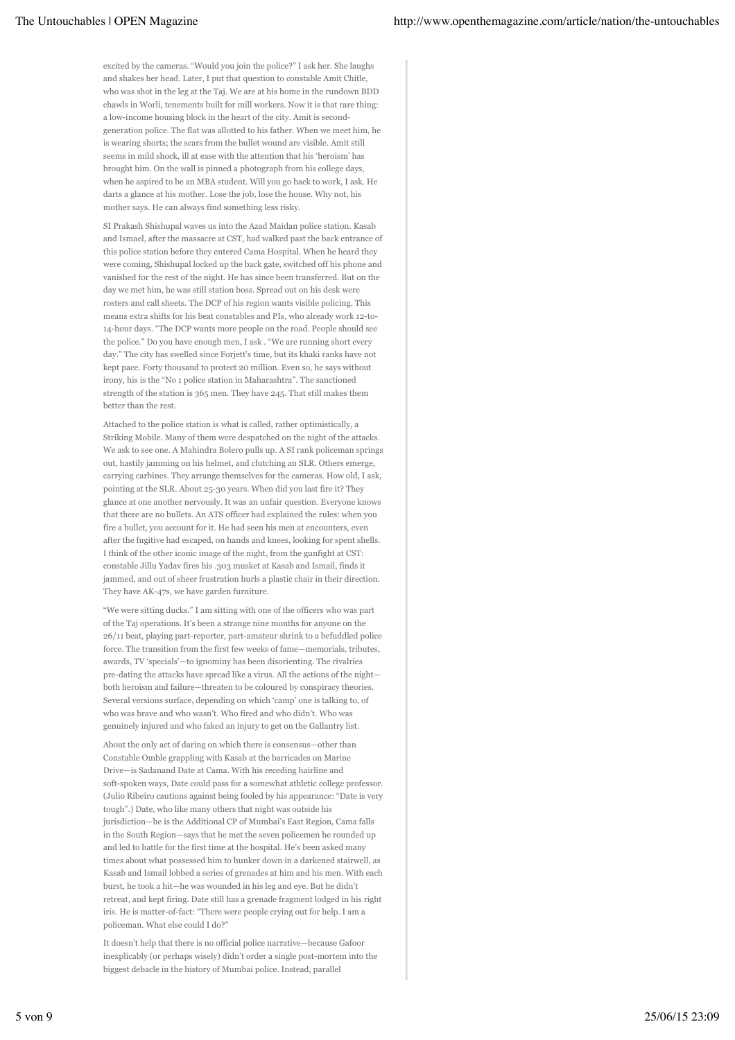excited by the cameras. "Would you join the police?" I ask her. She laughs and shakes her head. Later, I put that question to constable Amit Chitle, who was shot in the leg at the Taj. We are at his home in the rundown BDD chawls in Worli, tenements built for mill workers. Now it is that rare thing: a low-income housing block in the heart of the city. Amit is second-generation police. The flat was allotted to his father. When we meet him, he is wearing shorts; the scars from the bullet wound are visible. Amit still seems in mild shock, ill at ease with the attention that his 'heroism' has brought him. On the wall is pinned a photograph from his college days, when he aspired to be an MBA student. Will you go back to work, I ask. He darts a glance at his mother. Lose the job, lose the house. Why not, his mother says. He can always find something less risky.

SI Prakash Shishupal waves us into the Azad Maidan police station. Kasab and Ismael, after the massacre at CST, had walked past the back entrance of this police station before they entered Cama Hospital. When he heard they were coming, Shishupal locked up the back gate, switched off his phone and vanished for the rest of the night. He has since been transferred. But on the day we met him, he was still station boss. Spread out on his desk were rosters and call sheets. The DCP of his region wants visible policing. This means extra shifts for his beat constables and PIs, who already work 12-to-14-hour days. "The DCP wants more people on the road. People should see the police." Do you have enough men, I ask . "We are running short every day." The city has swelled since Forjett's time, but its khaki ranks have not kept pace. Forty thousand to protect 20 million. Even so, he says without irony, his is the "No 1 police station in Maharashtra". The sanctioned strength of the station is 365 men. They have 245. That still makes them better than the rest.

Attached to the police station is what is called, rather optimistically, a Striking Mobile. Many of them were despatched on the night of the attacks. We ask to see one. A Mahindra Bolero pulls up. A SI rank policeman springs out, hastily jamming on his helmet, and clutching an SLR. Others emerge, carrying carbines. They arrange themselves for the cameras. How old, I ask, pointing at the SLR. About 25-30 years. When did you last fire it? They glance at one another nervously. It was an unfair question. Everyone knows that there are no bullets. An ATS officer had explained the rules: when you fire a bullet, you account for it. He had seen his men at encounters, even after the fugitive had escaped, on hands and knees, looking for spent shells. I think of the other iconic image of the night, from the gunfight at CST: constable Jillu Yadav fires his .303 musket at Kasab and Ismail, finds it jammed, and out of sheer frustration hurls a plastic chair in their direction. They have AK-47s, we have garden furniture.

"We were sitting ducks." I am sitting with one of the officers who was part of the Taj operations. It's been a strange nine months for anyone on the 26/11 beat, playing part-reporter, part-amateur shrink to a befuddled police force. The transition from the first few weeks of fame—memorials, tributes, awards, TV 'specials'—to ignominy has been disorienting. The rivalries pre-dating the attacks have spread like a virus. All the actions of the night—both heroism and failure—threaten to be coloured by conspiracy theories. Several versions surface, depending on which 'camp' one is talking to, of who was brave and who wasn't. Who fired and who didn't. Who was genuinely injured and who faked an injury to get on the Gallantry list.

About the only act of daring on which there is consensus—other than Constable Omble grappling with Kasab at the barricades on Marine Drive—is Sadanand Date at Cama. With his receding hairline and soft-spoken ways, Date could pass for a somewhat athletic college professor. (Julio Ribeiro cautions against being fooled by his appearance: "Date is very tough".) Date, who like many others that night was outside his jurisdiction—he is the Additional CP of Mumbai's East Region, Cama falls in the South Region—says that he met the seven policemen he rounded up and led to battle for the first time at the hospital. He's been asked many times about what possessed him to hunker down in a darkened stairwell, as Kasab and Ismail lobbed a series of grenades at him and his men. With each burst, he took a hit—he was wounded in his leg and eye. But he didn't retreat, and kept firing. Date still has a grenade fragment lodged in his right iris. He is matter-of-fact: "There were people crying out for help. I am a policeman. What else could I do?"

It doesn't help that there is no official police narrative—because Gafoor inexplicably (or perhaps wisely) didn't order a single post-mortem into the biggest debacle in the history of Mumbai police. Instead, parallel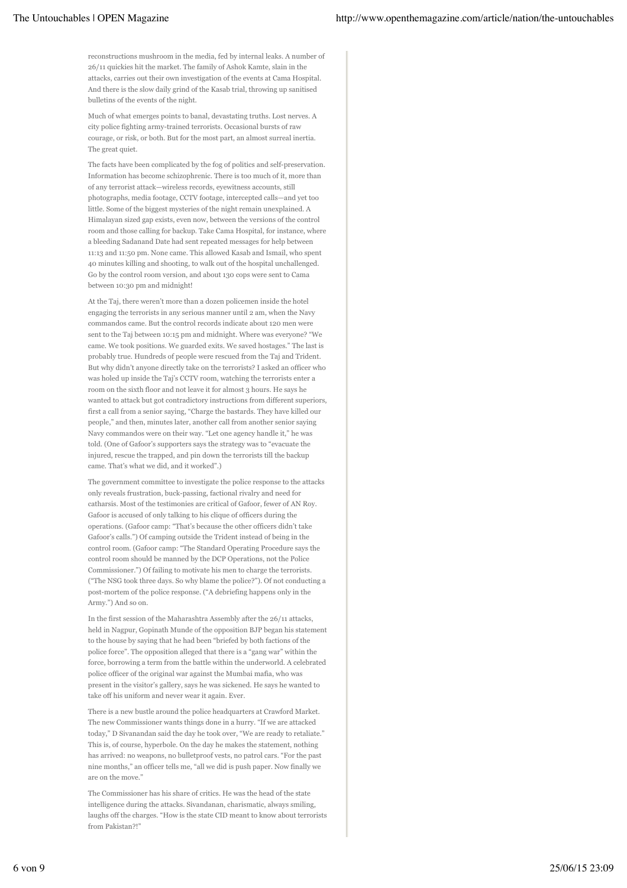reconstructions mushroom in the media, fed by internal leaks. A number of 26/11 quickies hit the market. The family of Ashok Kamte, slain in the attacks, carries out their own investigation of the events at Cama Hospital. And there is the slow daily grind of the Kasab trial, throwing up sanitised bulletins of the events of the night.

Much of what emerges points to banal, devastating truths. Lost nerves. A city police fighting army-trained terrorists. Occasional bursts of raw courage, or risk, or both. But for the most part, an almost surreal inertia. The great quiet.

The facts have been complicated by the fog of politics and self-preservation. Information has become schizophrenic. There is too much of it, more than of any terrorist attack—wireless records, eyewitness accounts, still photographs, media footage, CCTV footage, intercepted calls—and yet too little. Some of the biggest mysteries of the night remain unexplained. A Himalayan sized gap exists, even now, between the versions of the control room and those calling for backup. Take Cama Hospital, for instance, where a bleeding Sadanand Date had sent repeated messages for help between 11:13 and 11:50 pm. None came. This allowed Kasab and Ismail, who spent 40 minutes killing and shooting, to walk out of the hospital unchallenged. Go by the control room version, and about 130 cops were sent to Cama between 10:30 pm and midnight!

At the Taj, there weren't more than a dozen policemen inside the hotel engaging the terrorists in any serious manner until 2 am, when the Navy commandos came. But the control records indicate about 120 men were sent to the Taj between 10:15 pm and midnight. Where was everyone? "We came. We took positions. We guarded exits. We saved hostages." The last is probably true. Hundreds of people were rescued from the Taj and Trident. But why didn't anyone directly take on the terrorists? I asked an officer who was holed up inside the Taj's CCTV room, watching the terrorists enter a room on the sixth floor and not leave it for almost 3 hours. He says he wanted to attack but got contradictory instructions from different superiors, first a call from a senior saying, "Charge the bastards. They have killed our people," and then, minutes later, another call from another senior saying Navy commandos were on their way. "Let one agency handle it," he was told. (One of Gafoor's supporters says the strategy was to "evacuate the injured, rescue the trapped, and pin down the terrorists till the backup came. That's what we did, and it worked".)

The government committee to investigate the police response to the attacks only reveals frustration, buck-passing, factional rivalry and need for catharsis. Most of the testimonies are critical of Gafoor, fewer of AN Roy. Gafoor is accused of only talking to his clique of officers during the operations. (Gafoor camp: "That's because the other officers didn't take Gafoor's calls.") Of camping outside the Trident instead of being in the control room. (Gafoor camp: "The Standard Operating Procedure says the control room should be manned by the DCP Operations, not the Police Commissioner.") Of failing to motivate his men to charge the terrorists. ("The NSG took three days. So why blame the police?"). Of not conducting a post-mortem of the police response. ("A debriefing happens only in the Army.") And so on.

In the first session of the Maharashtra Assembly after the 26/11 attacks, held in Nagpur, Gopinath Munde of the opposition BJP began his statement to the house by saying that he had been "briefed by both factions of the police force". The opposition alleged that there is a "gang war" within the force, borrowing a term from the battle within the underworld. A celebrated police officer of the original war against the Mumbai mafia, who was present in the visitor's gallery, says he was sickened. He says he wanted to take off his uniform and never wear it again. Ever.

There is a new bustle around the police headquarters at Crawford Market. The new Commissioner wants things done in a hurry. "If we are attacked today," D Sivanandan said the day he took over, "We are ready to retaliate." This is, of course, hyperbole. On the day he makes the statement, nothing has arrived: no weapons, no bulletproof vests, no patrol cars. "For the past nine months," an officer tells me, "all we did is push paper. Now finally we are on the move."

The Commissioner has his share of critics. He was the head of the state intelligence during the attacks. Sivandanan, charismatic, always smiling, laughs off the charges. "How is the state CID meant to know about terrorists from Pakistan?!"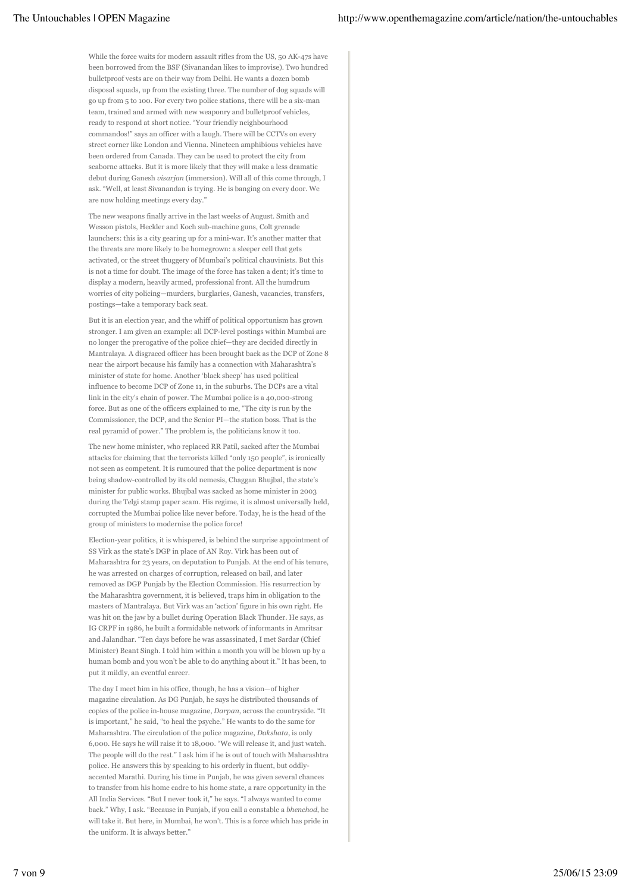While the force waits for modern assault rifles from the US, 50 AK-47s have been borrowed from the BSF (Sivanandan likes to improvise). Two hundred bulletproof vests are on their way from Delhi. He wants a dozen bomb disposal squads, up from the existing three. The number of dog squads will go up from 5 to 100. For every two police stations, there will be a six-man team, trained and armed with new weaponry and bulletproof vehicles, ready to respond at short notice. "Your friendly neighbourhood commandos!" says an officer with a laugh. There will be CCTVs on every street corner like London and Vienna. Nineteen amphibious vehicles have been ordered from Canada. They can be used to protect the city from seaborne attacks. But it is more likely that they will make a less dramatic debut during Ganesh *visarjan* (immersion). Will all of this come through, I ask. "Well, at least Sivanandan is trying. He is banging on every door. We are now holding meetings every day."

The new weapons finally arrive in the last weeks of August. Smith and Wesson pistols, Heckler and Koch sub-machine guns, Colt grenade launchers: this is a city gearing up for a mini-war. It's another matter that the threats are more likely to be homegrown: a sleeper cell that gets activated, or the street thuggery of Mumbai's political chauvinists. But this is not a time for doubt. The image of the force has taken a dent; it's time to display a modern, heavily armed, professional front. All the humdrum worries of city policing—murders, burglaries, Ganesh, vacancies, transfers, postings—take a temporary back seat.

But it is an election year, and the whiff of political opportunism has grown stronger. I am given an example: all DCP-level postings within Mumbai are no longer the prerogative of the police chief—they are decided directly in Mantralaya. A disgraced officer has been brought back as the DCP of Zone 8 near the airport because his family has a connection with Maharashtra's minister of state for home. Another 'black sheep' has used political influence to become DCP of Zone 11, in the suburbs. The DCPs are a vital link in the city's chain of power. The Mumbai police is a 40,000-strong force. But as one of the officers explained to me, "The city is run by the Commissioner, the DCP, and the Senior PI—the station boss. That is the real pyramid of power." The problem is, the politicians know it too.

The new home minister, who replaced RR Patil, sacked after the Mumbai attacks for claiming that the terrorists killed "only 150 people", is ironically not seen as competent. It is rumoured that the police department is now being shadow-controlled by its old nemesis, Chaggan Bhujbal, the state's minister for public works. Bhujbal was sacked as home minister in 2003 during the Telgi stamp paper scam. His regime, it is almost universally held, corrupted the Mumbai police like never before. Today, he is the head of the group of ministers to modernise the police force!

Election-year politics, it is whispered, is behind the surprise appointment of SS Virk as the state's DGP in place of AN Roy. Virk has been out of Maharashtra for 23 years, on deputation to Punjab. At the end of his tenure, he was arrested on charges of corruption, released on bail, and later removed as DGP Punjab by the Election Commission. His resurrection by the Maharashtra government, it is believed, traps him in obligation to the masters of Mantralaya. But Virk was an 'action' figure in his own right. He was hit on the jaw by a bullet during Operation Black Thunder. He says, as IG CRPF in 1986, he built a formidable network of informants in Amritsar and Jalandhar. "Ten days before he was assassinated, I met Sardar (Chief Minister) Beant Singh. I told him within a month you will be blown up by a human bomb and you won't be able to do anything about it." It has been, to put it mildly, an eventful career.

The day I meet him in his office, though, he has a vision—of higher magazine circulation. As DG Punjab, he says he distributed thousands of copies of the police in-house magazine, *Darpan*, across the countryside. "It is important," he said, "to heal the psyche." He wants to do the same for Maharashtra. The circulation of the police magazine, *Dakshata*, is only 6,000. He says he will raise it to 18,000. "We will release it, and just watch. The people will do the rest." I ask him if he is out of touch with Maharashtra police. He answers this by speaking to his orderly in fluent, but oddly-accented Marathi. During his time in Punjab, he was given several chances to transfer from his home cadre to his home state, a rare opportunity in the All India Services. "But I never took it," he says. "I always wanted to come back." Why, I ask. "Because in Punjab, if you call a constable a *bhenchod*, he will take it. But here, in Mumbai, he won't. This is a force which has pride in the uniform. It is always better."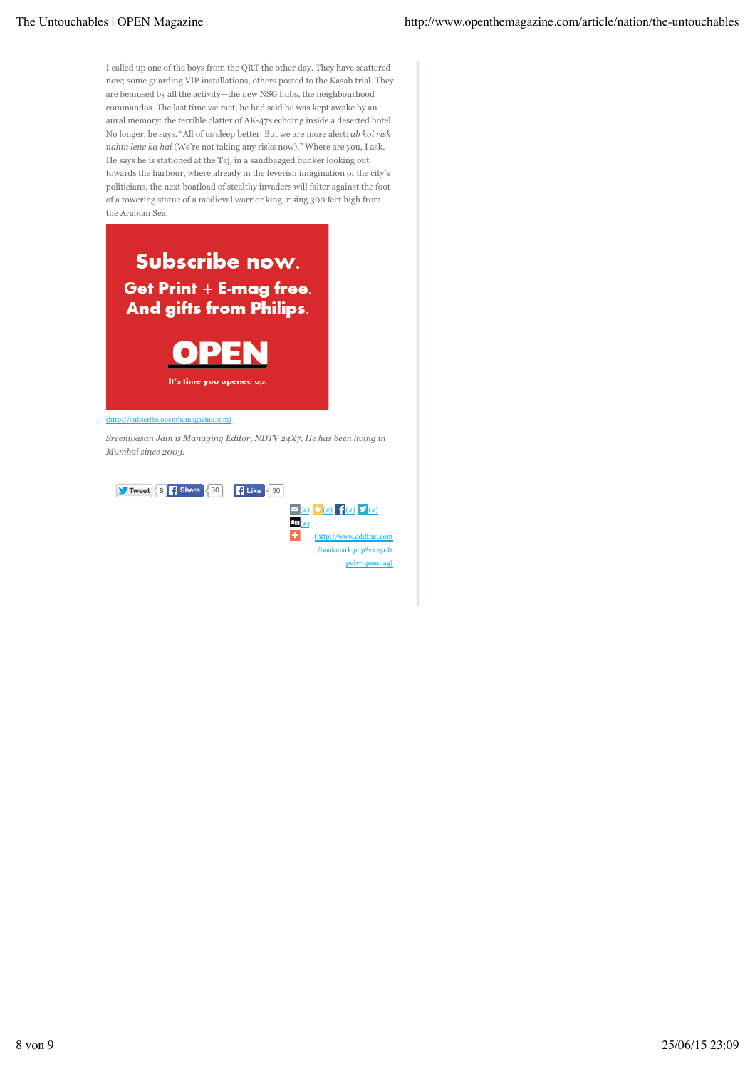I called up one of the boys from the QRT the other day. They have scattered now; some guarding VIP installations, others posted to the Kasab trial. They are bemused by all the activity—the new NSG hubs, the neighbourhood commandos. The last time we met, he had said he was kept awake by an aural memory: the terrible clatter of AK-47s echoing inside a deserted hotel. No longer, he says. "All of us sleep better. But we are more alert: *ab koi risk nahin lene ka hai* (We're not taking any risks now)." Where are you, I ask. He says he is stationed at the Taj, in a sandbagged bunker looking out towards the harbour, where already in the feverish imagination of the city's politicians, the next boatload of stealthy invaders will falter against the foot of a towering statue of a medieval warrior king, rising 300 feet high from the Arabian Sea.

Subscribe now. Get Print + E-mag free. And gifts from Philips. OPEN It's time you opened up.

(http://subscribe.openthemagazine.com)

*Sreenivasan Jain is Managing Editor, NDTV 24X7. He has been living in Mumbai since 2003.*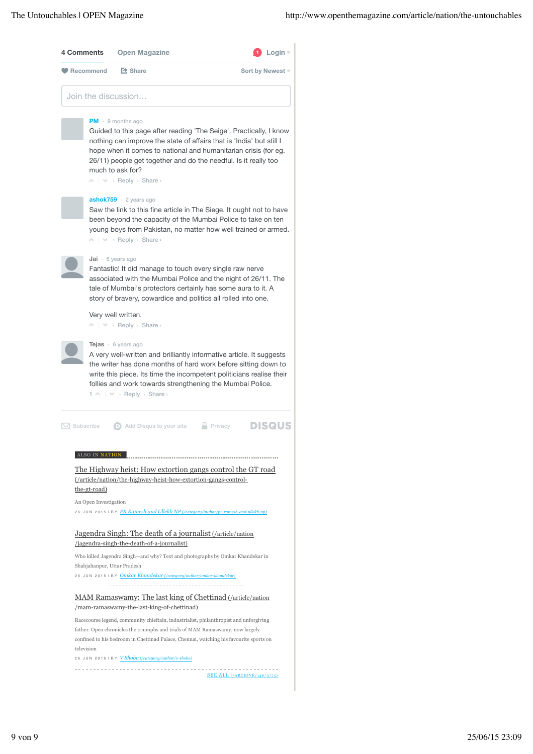4 Comments  Open Magazine  Login

Recommend  Share  Sort by Newest

Join the discussion...

**PM** · 9 months ago

Guided to this page after reading 'The Seige'. Practically, I know nothing can improve the state of affairs that is 'India' but still I hope when it comes to national and humanitarian crisis (for eg. 26/11) people get together and do the needful. Is it really too much to ask for?

Reply · Share ›

**ashok759** · 2 years ago

Saw the link to this fine article in The Siege. It ought not to have been beyond the capacity of the Mumbai Police to take on ten young boys from Pakistan, no matter how well trained or armed.

Reply · Share ›

**Jai** · 6 years ago

Fantastic! It did manage to touch every single raw nerve associated with the Mumbai Police and the night of 26/11. The tale of Mumbai's protectors certainly has some aura to it. A story of bravery, cowardice and politics all rolled into one.

Very well written.

Reply · Share ›

**Tejas** · 6 years ago

A very well-written and brilliantly informative article. It suggests the writer has done months of hard work before sitting down to write this piece. Its time the incompetent politicians realise their follies and work towards strengthening the Mumbai Police.

1 · Reply · Share ›

Subscribe  Add Disqus to your site  Privacy  DISQUS

ALSO IN NATION

[The Highway heist: How extortion gangs control the GT road](/article/nation/the-highway-heist-how-extortion-gangs-control-the-gt-road)

An Open Investigation

26 JUN 2015 | BY [PR Ramesh and Ullekh NP](/category/author/pr-ramesh-and-ullekh-np)

[Jagendra Singh: The death of a journalist](/article/nation/jagendra-singh-the-death-of-a-journalist)

Who killed Jagendra Singh—and why? Text and photographs by Omkar Khandekar in Shahjahanpur, Uttar Pradesh

26 JUN 2015 | BY [Omkar Khandekar](/category/author/omkar-khandekar)

[MAM Ramaswamy: The last king of Chettinad](/article/nation/mam-ramaswamy-the-last-king-of-chettinad)

Racecourse legend, community chieftain, industrialist, philanthropist and unforgiving father. Open chronicles the triumphs and trials of MAM Ramaswamy, now largely confined to his bedroom in Chettinad Palace, Chennai, watching his favourite sports on television

26 JUN 2015 | BY [V Shoba](/category/author/v-shoba)

[SEE ALL](/ARCHIVE/146/3775)